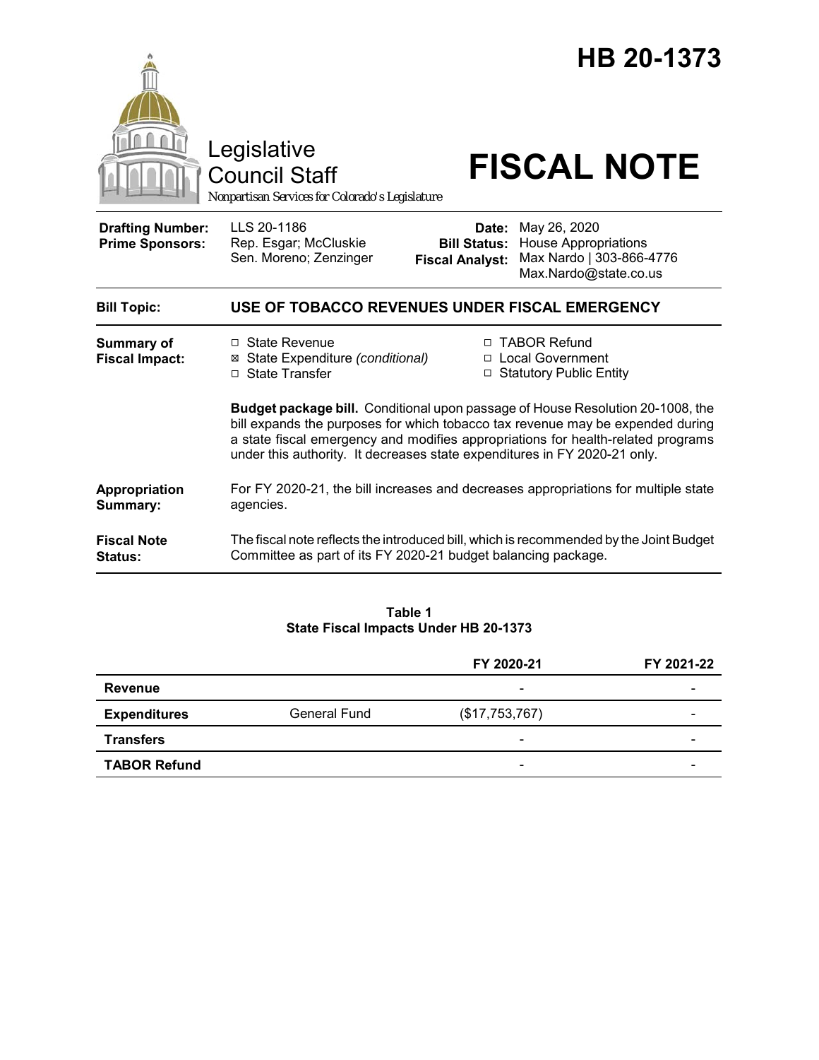# HB 20-1373

Legislative Council Staff

*Nonpartisan Services for Colorado's Legislature*

# FISCAL NOTE

| | | | |
|---|---|---|---|
| **Drafting Number:** | LLS 20-1186 | **Date:** | May 26, 2020 |
| **Prime Sponsors:** | Rep. Esgar; McCluskie<br>Sen. Moreno; Zenzinger | **Bill Status:** | House Appropriations |
| | | **Fiscal Analyst:** | Max Nardo \| 303-866-4776<br>Max.Nardo@state.co.us |

| | |
|---|---|
| **Bill Topic:** | **USE OF TOBACCO REVENUES UNDER FISCAL EMERGENCY** |

**Summary of Fiscal Impact:**

- ☐ State Revenue
- ☒ State Expenditure *(conditional)*
- ☐ State Transfer
- ☐ TABOR Refund
- ☐ Local Government
- ☐ Statutory Public Entity

**Budget package bill.** Conditional upon passage of House Resolution 20-1008, the bill expands the purposes for which tobacco tax revenue may be expended during a state fiscal emergency and modifies appropriations for health-related programs under this authority. It decreases state expenditures in FY 2020-21 only.

**Appropriation Summary:** For FY 2020-21, the bill increases and decreases appropriations for multiple state agencies.

**Fiscal Note Status:** The fiscal note reflects the introduced bill, which is recommended by the Joint Budget Committee as part of its FY 2020-21 budget balancing package.

**Table 1**
**State Fiscal Impacts Under HB 20-1373**

| | | FY 2020-21 | FY 2021-22 |
|---|---|---|---|
| **Revenue** | | - | - |
| **Expenditures** | General Fund | ($17,753,767) | - |
| **Transfers** | | - | - |
| **TABOR Refund** | | - | - |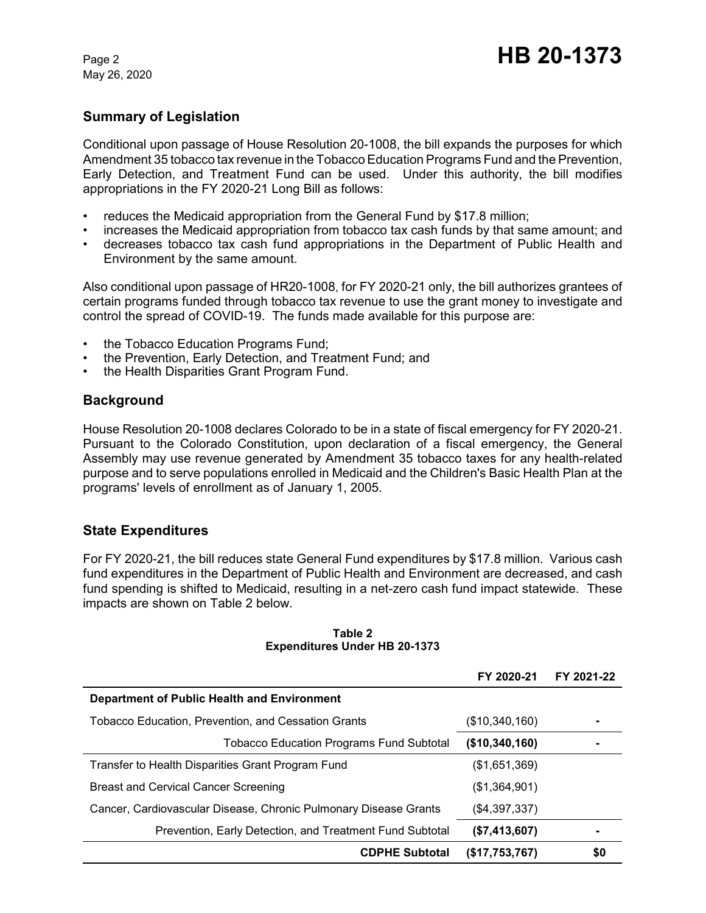## Summary of Legislation

Conditional upon passage of House Resolution 20-1008, the bill expands the purposes for which Amendment 35 tobacco tax revenue in the Tobacco Education Programs Fund and the Prevention, Early Detection, and Treatment Fund can be used. Under this authority, the bill modifies appropriations in the FY 2020-21 Long Bill as follows:

- reduces the Medicaid appropriation from the General Fund by $17.8 million;
- increases the Medicaid appropriation from tobacco tax cash funds by that same amount; and
- decreases tobacco tax cash fund appropriations in the Department of Public Health and Environment by the same amount.

Also conditional upon passage of HR20-1008, for FY 2020-21 only, the bill authorizes grantees of certain programs funded through tobacco tax revenue to use the grant money to investigate and control the spread of COVID-19. The funds made available for this purpose are:

- the Tobacco Education Programs Fund;
- the Prevention, Early Detection, and Treatment Fund; and
- the Health Disparities Grant Program Fund.

## Background

House Resolution 20-1008 declares Colorado to be in a state of fiscal emergency for FY 2020-21. Pursuant to the Colorado Constitution, upon declaration of a fiscal emergency, the General Assembly may use revenue generated by Amendment 35 tobacco taxes for any health-related purpose and to serve populations enrolled in Medicaid and the Children's Basic Health Plan at the programs' levels of enrollment as of January 1, 2005.

## State Expenditures

For FY 2020-21, the bill reduces state General Fund expenditures by $17.8 million. Various cash fund expenditures in the Department of Public Health and Environment are decreased, and cash fund spending is shifted to Medicaid, resulting in a net-zero cash fund impact statewide. These impacts are shown on Table 2 below.

**Table 2**
**Expenditures Under HB 20-1373**

| | FY 2020-21 | FY 2021-22 |
|---|---|---|
| **Department of Public Health and Environment** | | |
| Tobacco Education, Prevention, and Cessation Grants | ($10,340,160) | - |
| **Tobacco Education Programs Fund Subtotal** | **($10,340,160)** | - |
| Transfer to Health Disparities Grant Program Fund | ($1,651,369) | |
| Breast and Cervical Cancer Screening | ($1,364,901) | |
| Cancer, Cardiovascular Disease, Chronic Pulmonary Disease Grants | ($4,397,337) | |
| **Prevention, Early Detection, and Treatment Fund Subtotal** | **($7,413,607)** | - |
| **CDPHE Subtotal** | **($17,753,767)** | **$0** |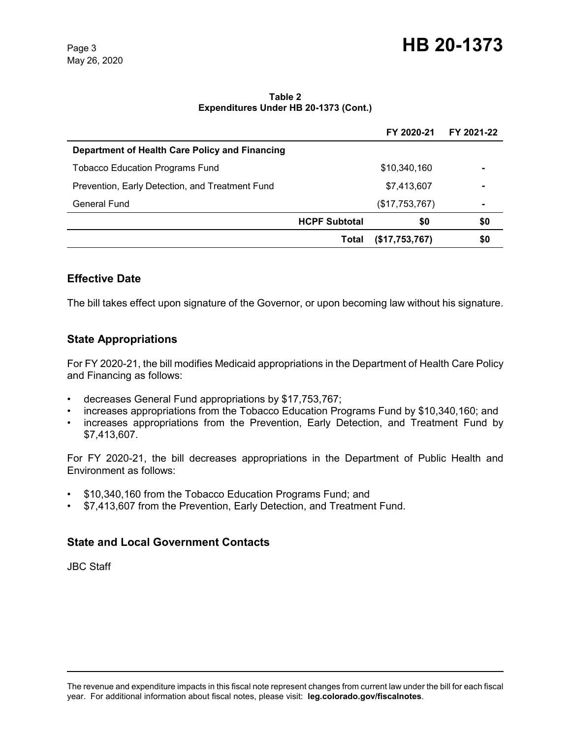**Table 2**
**Expenditures Under HB 20-1373 (Cont.)**

| | FY 2020-21 | FY 2021-22 |
|---|---|---|
| **Department of Health Care Policy and Financing** | | |
| Tobacco Education Programs Fund | $10,340,160 | - |
| Prevention, Early Detection, and Treatment Fund | $7,413,607 | - |
| General Fund | ($17,753,767) | - |
| **HCPF Subtotal** | **$0** | **$0** |
| **Total** | **($17,753,767)** | **$0** |

## Effective Date

The bill takes effect upon signature of the Governor, or upon becoming law without his signature.

## State Appropriations

For FY 2020-21, the bill modifies Medicaid appropriations in the Department of Health Care Policy and Financing as follows:

- decreases General Fund appropriations by $17,753,767;
- increases appropriations from the Tobacco Education Programs Fund by $10,340,160; and
- increases appropriations from the Prevention, Early Detection, and Treatment Fund by $7,413,607.

For FY 2020-21, the bill decreases appropriations in the Department of Public Health and Environment as follows:

- $10,340,160 from the Tobacco Education Programs Fund; and
- $7,413,607 from the Prevention, Early Detection, and Treatment Fund.

## State and Local Government Contacts

JBC Staff

The revenue and expenditure impacts in this fiscal note represent changes from current law under the bill for each fiscal year. For additional information about fiscal notes, please visit: **leg.colorado.gov/fiscalnotes**.